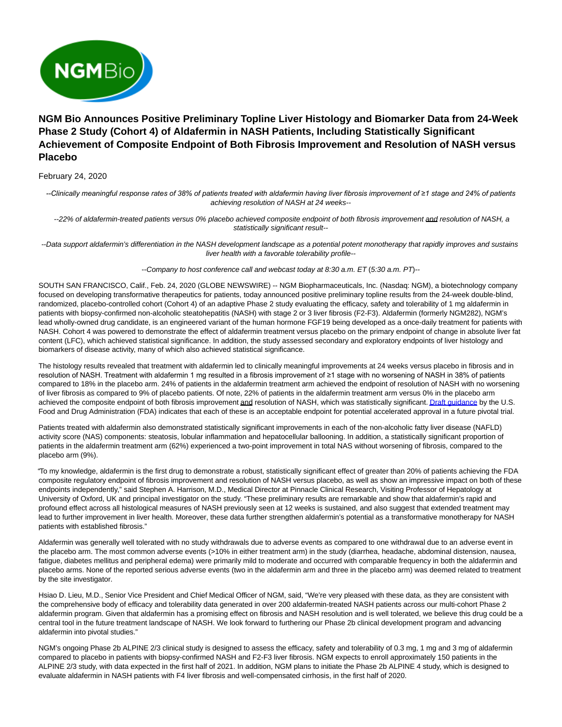# NGM Bio Announces Positive Preliminary Topline Liver Histology and Biomarker Data from 24-Week Phase 2 Study (Cohort 4) of Aldafermin in NASH Patients, Including Statistically Significant Achievement of Composite Endpoint of Both Fibrosis Improvement and Resolution of NASH versus Placebo

February 24, 2020

*--Clinically meaningful response rates of 38% of patients treated with aldafermin having liver fibrosis improvement of ≥1 stage and 24% of patients achieving resolution of NASH at 24 weeks--*

*--22% of aldafermin-treated patients versus 0% placebo achieved composite endpoint of both fibrosis improvement and resolution of NASH, a statistically significant result--*

*--Data support aldafermin's differentiation in the NASH development landscape as a potential potent monotherapy that rapidly improves and sustains liver health with a favorable tolerability profile--*

*--Company to host conference call and webcast today at 8:30 a.m. ET (5:30 a.m. PT)--*

SOUTH SAN FRANCISCO, Calif., Feb. 24, 2020 (GLOBE NEWSWIRE) -- NGM Biopharmaceuticals, Inc. (Nasdaq: NGM), a biotechnology company focused on developing transformative therapeutics for patients, today announced positive preliminary topline results from the 24-week double-blind, randomized, placebo-controlled cohort (Cohort 4) of an adaptive Phase 2 study evaluating the efficacy, safety and tolerability of 1 mg aldafermin in patients with biopsy-confirmed non-alcoholic steatohepatitis (NASH) with stage 2 or 3 liver fibrosis (F2-F3). Aldafermin (formerly NGM282), NGM's lead wholly-owned drug candidate, is an engineered variant of the human hormone FGF19 being developed as a once-daily treatment for patients with NASH. Cohort 4 was powered to demonstrate the effect of aldafermin treatment versus placebo on the primary endpoint of change in absolute liver fat content (LFC), which achieved statistical significance. In addition, the study assessed secondary and exploratory endpoints of liver histology and biomarkers of disease activity, many of which also achieved statistical significance.

The histology results revealed that treatment with aldafermin led to clinically meaningful improvements at 24 weeks versus placebo in fibrosis and in resolution of NASH. Treatment with aldafermin 1 mg resulted in a fibrosis improvement of ≥1 stage with no worsening of NASH in 38% of patients compared to 18% in the placebo arm. 24% of patients in the aldafermin treatment arm achieved the endpoint of resolution of NASH with no worsening of liver fibrosis as compared to 9% of placebo patients. Of note, 22% of patients in the aldafermin treatment arm versus 0% in the placebo arm achieved the composite endpoint of both fibrosis improvement and resolution of NASH, which was statistically significant. [Draft guidance](#) by the U.S. Food and Drug Administration (FDA) indicates that each of these is an acceptable endpoint for potential accelerated approval in a future pivotal trial.

Patients treated with aldafermin also demonstrated statistically significant improvements in each of the non-alcoholic fatty liver disease (NAFLD) activity score (NAS) components: steatosis, lobular inflammation and hepatocellular ballooning. In addition, a statistically significant proportion of patients in the aldafermin treatment arm (62%) experienced a two-point improvement in total NAS without worsening of fibrosis, compared to the placebo arm (9%).

"To my knowledge, aldafermin is the first drug to demonstrate a robust, statistically significant effect of greater than 20% of patients achieving the FDA composite regulatory endpoint of fibrosis improvement and resolution of NASH versus placebo, as well as show an impressive impact on both of these endpoints independently," said Stephen A. Harrison, M.D., Medical Director at Pinnacle Clinical Research, Visiting Professor of Hepatology at University of Oxford, UK and principal investigator on the study. "These preliminary results are remarkable and show that aldafermin's rapid and profound effect across all histological measures of NASH previously seen at 12 weeks is sustained, and also suggest that extended treatment may lead to further improvement in liver health. Moreover, these data further strengthen aldafermin's potential as a transformative monotherapy for NASH patients with established fibrosis."

Aldafermin was generally well tolerated with no study withdrawals due to adverse events as compared to one withdrawal due to an adverse event in the placebo arm. The most common adverse events (>10% in either treatment arm) in the study (diarrhea, headache, abdominal distension, nausea, fatigue, diabetes mellitus and peripheral edema) were primarily mild to moderate and occurred with comparable frequency in both the aldafermin and placebo arms. None of the reported serious adverse events (two in the aldafermin arm and three in the placebo arm) was deemed related to treatment by the site investigator.

Hsiao D. Lieu, M.D., Senior Vice President and Chief Medical Officer of NGM, said, "We're very pleased with these data, as they are consistent with the comprehensive body of efficacy and tolerability data generated in over 200 aldafermin-treated NASH patients across our multi-cohort Phase 2 aldafermin program. Given that aldafermin has a promising effect on fibrosis and NASH resolution and is well tolerated, we believe this drug could be a central tool in the future treatment landscape of NASH. We look forward to furthering our Phase 2b clinical development program and advancing aldafermin into pivotal studies."

NGM's ongoing Phase 2b ALPINE 2/3 clinical study is designed to assess the efficacy, safety and tolerability of 0.3 mg, 1 mg and 3 mg of aldafermin compared to placebo in patients with biopsy-confirmed NASH and F2-F3 liver fibrosis. NGM expects to enroll approximately 150 patients in the ALPINE 2/3 study, with data expected in the first half of 2021. In addition, NGM plans to initiate the Phase 2b ALPINE 4 study, which is designed to evaluate aldafermin in NASH patients with F4 liver fibrosis and well-compensated cirrhosis, in the first half of 2020.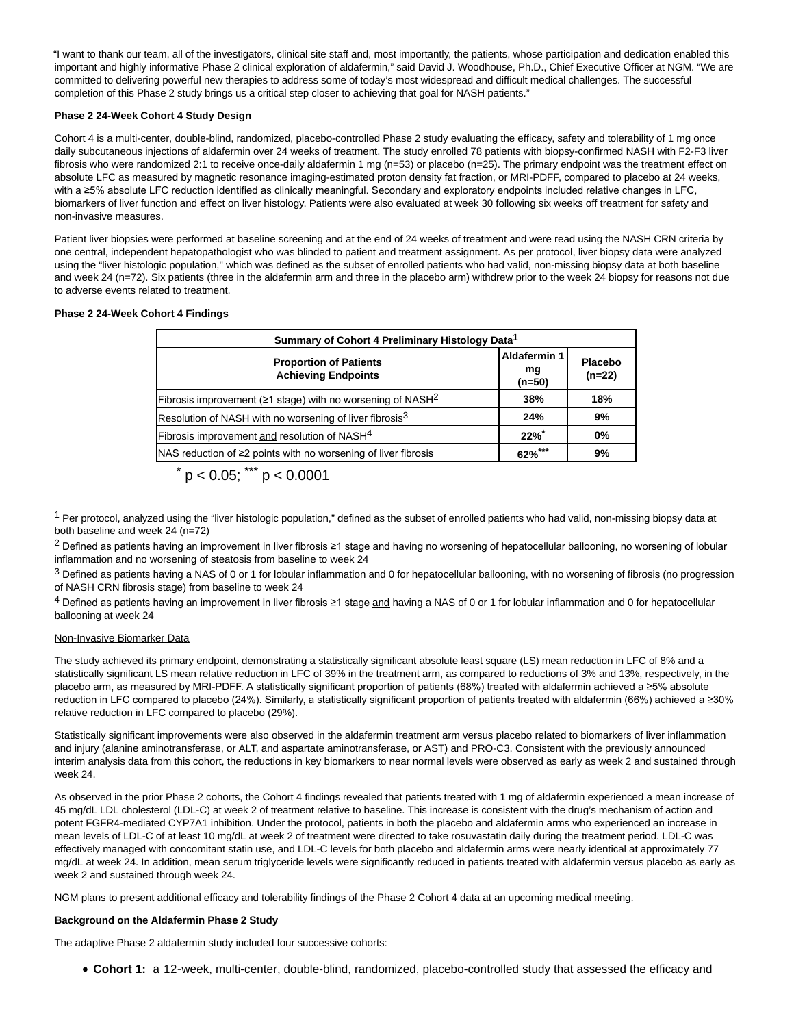"I want to thank our team, all of the investigators, clinical site staff and, most importantly, the patients, whose participation and dedication enabled this important and highly informative Phase 2 clinical exploration of aldafermin," said David J. Woodhouse, Ph.D., Chief Executive Officer at NGM. "We are committed to delivering powerful new therapies to address some of today's most widespread and difficult medical challenges. The successful completion of this Phase 2 study brings us a critical step closer to achieving that goal for NASH patients."

**Phase 2 24-Week Cohort 4 Study Design**

Cohort 4 is a multi-center, double-blind, randomized, placebo-controlled Phase 2 study evaluating the efficacy, safety and tolerability of 1 mg once daily subcutaneous injections of aldafermin over 24 weeks of treatment. The study enrolled 78 patients with biopsy-confirmed NASH with F2-F3 liver fibrosis who were randomized 2:1 to receive once-daily aldafermin 1 mg (n=53) or placebo (n=25). The primary endpoint was the treatment effect on absolute LFC as measured by magnetic resonance imaging-estimated proton density fat fraction, or MRI-PDFF, compared to placebo at 24 weeks, with a ≥5% absolute LFC reduction identified as clinically meaningful. Secondary and exploratory endpoints included relative changes in LFC, biomarkers of liver function and effect on liver histology. Patients were also evaluated at week 30 following six weeks off treatment for safety and non-invasive measures.

Patient liver biopsies were performed at baseline screening and at the end of 24 weeks of treatment and were read using the NASH CRN criteria by one central, independent hepatopathologist who was blinded to patient and treatment assignment. As per protocol, liver biopsy data were analyzed using the "liver histologic population," which was defined as the subset of enrolled patients who had valid, non-missing biopsy data at both baseline and week 24 (n=72). Six patients (three in the aldafermin arm and three in the placebo arm) withdrew prior to the week 24 biopsy for reasons not due to adverse events related to treatment.

**Phase 2 24-Week Cohort 4 Findings**

**Summary of Cohort 4 Preliminary Histology Data[1]**

| Proportion of Patients Achieving Endpoints | Aldafermin 1 mg (n=50) | Placebo (n=22) |
|---|---|---|
| Fibrosis improvement (≥1 stage) with no worsening of NASH[2] | 38% | 18% |
| Resolution of NASH with no worsening of liver fibrosis[3] | 24% | 9% |
| Fibrosis improvement and resolution of NASH[4] | 22%* | 0% |
| NAS reduction of ≥2 points with no worsening of liver fibrosis | 62%*** | 9% |

* $p < 0.05$; *** $p < 0.0001$

[1] Per protocol, analyzed using the "liver histologic population," defined as the subset of enrolled patients who had valid, non-missing biopsy data at both baseline and week 24 (n=72)

[2] Defined as patients having an improvement in liver fibrosis ≥1 stage and having no worsening of hepatocellular ballooning, no worsening of lobular inflammation and no worsening of steatosis from baseline to week 24

[3] Defined as patients having a NAS of 0 or 1 for lobular inflammation and 0 for hepatocellular ballooning, with no worsening of fibrosis (no progression of NASH CRN fibrosis stage) from baseline to week 24

[4] Defined as patients having an improvement in liver fibrosis ≥1 stage and having a NAS of 0 or 1 for lobular inflammation and 0 for hepatocellular ballooning at week 24

Non-Invasive Biomarker Data

The study achieved its primary endpoint, demonstrating a statistically significant absolute least square (LS) mean reduction in LFC of 8% and a statistically significant LS mean relative reduction in LFC of 39% in the treatment arm, as compared to reductions of 3% and 13%, respectively, in the placebo arm, as measured by MRI-PDFF. A statistically significant proportion of patients (68%) treated with aldafermin achieved a ≥5% absolute reduction in LFC compared to placebo (24%). Similarly, a statistically significant proportion of patients treated with aldafermin (66%) achieved a ≥30% relative reduction in LFC compared to placebo (29%).

Statistically significant improvements were also observed in the aldafermin treatment arm versus placebo related to biomarkers of liver inflammation and injury (alanine aminotransferase, or ALT, and aspartate aminotransferase, or AST) and PRO-C3. Consistent with the previously announced interim analysis data from this cohort, the reductions in key biomarkers to near normal levels were observed as early as week 2 and sustained through week 24.

As observed in the prior Phase 2 cohorts, the Cohort 4 findings revealed that patients treated with 1 mg of aldafermin experienced a mean increase of 45 mg/dL LDL cholesterol (LDL-C) at week 2 of treatment relative to baseline. This increase is consistent with the drug's mechanism of action and potent FGFR4-mediated CYP7A1 inhibition. Under the protocol, patients in both the placebo and aldafermin arms who experienced an increase in mean levels of LDL-C of at least 10 mg/dL at week 2 of treatment were directed to take rosuvastatin daily during the treatment period. LDL-C was effectively managed with concomitant statin use, and LDL-C levels for both placebo and aldafermin arms were nearly identical at approximately 77 mg/dL at week 24. In addition, mean serum triglyceride levels were significantly reduced in patients treated with aldafermin versus placebo as early as week 2 and sustained through week 24.

NGM plans to present additional efficacy and tolerability findings of the Phase 2 Cohort 4 data at an upcoming medical meeting.

**Background on the Aldafermin Phase 2 Study**

The adaptive Phase 2 aldafermin study included four successive cohorts:

- **Cohort 1:** a 12-week, multi-center, double-blind, randomized, placebo-controlled study that assessed the efficacy and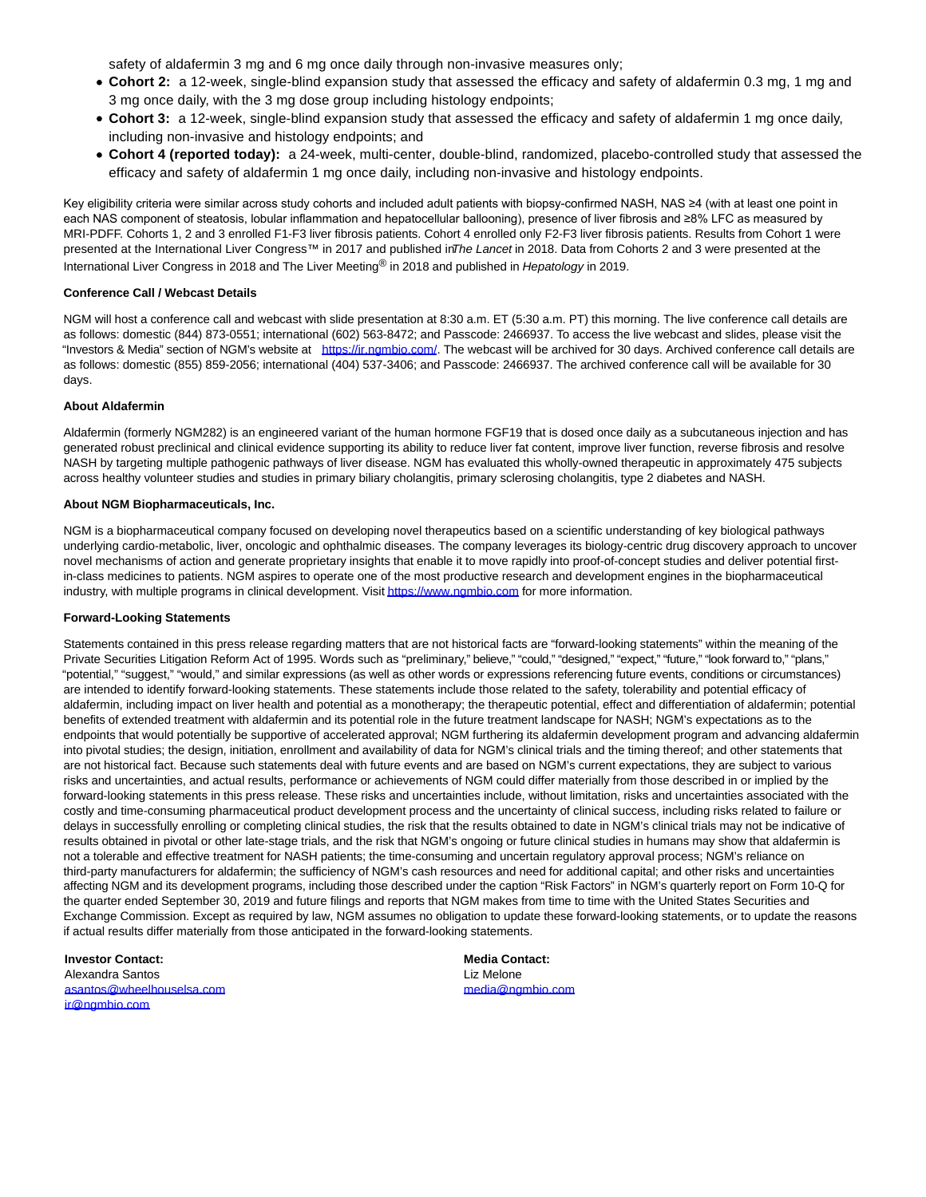safety of aldafermin 3 mg and 6 mg once daily through non-invasive measures only;

- **Cohort 2:** a 12-week, single-blind expansion study that assessed the efficacy and safety of aldafermin 0.3 mg, 1 mg and 3 mg once daily, with the 3 mg dose group including histology endpoints;
- **Cohort 3:** a 12-week, single-blind expansion study that assessed the efficacy and safety of aldafermin 1 mg once daily, including non-invasive and histology endpoints; and
- **Cohort 4 (reported today):** a 24-week, multi-center, double-blind, randomized, placebo-controlled study that assessed the efficacy and safety of aldafermin 1 mg once daily, including non-invasive and histology endpoints.

Key eligibility criteria were similar across study cohorts and included adult patients with biopsy-confirmed NASH, NAS ≥4 (with at least one point in each NAS component of steatosis, lobular inflammation and hepatocellular ballooning), presence of liver fibrosis and ≥8% LFC as measured by MRI-PDFF. Cohorts 1, 2 and 3 enrolled F1-F3 liver fibrosis patients. Cohort 4 enrolled only F2-F3 liver fibrosis patients. Results from Cohort 1 were presented at the International Liver Congress™ in 2017 and published in *The Lancet* in 2018. Data from Cohorts 2 and 3 were presented at the International Liver Congress in 2018 and The Liver Meeting® in 2018 and published in *Hepatology* in 2019.

**Conference Call / Webcast Details**

NGM will host a conference call and webcast with slide presentation at 8:30 a.m. ET (5:30 a.m. PT) this morning. The live conference call details are as follows: domestic (844) 873-0551; international (602) 563-8472; and Passcode: 2466937. To access the live webcast and slides, please visit the "Investors & Media" section of NGM's website at https://ir.ngmbio.com/. The webcast will be archived for 30 days. Archived conference call details are as follows: domestic (855) 859-2056; international (404) 537-3406; and Passcode: 2466937. The archived conference call will be available for 30 days.

**About Aldafermin**

Aldafermin (formerly NGM282) is an engineered variant of the human hormone FGF19 that is dosed once daily as a subcutaneous injection and has generated robust preclinical and clinical evidence supporting its ability to reduce liver fat content, improve liver function, reverse fibrosis and resolve NASH by targeting multiple pathogenic pathways of liver disease. NGM has evaluated this wholly-owned therapeutic in approximately 475 subjects across healthy volunteer studies and studies in primary biliary cholangitis, primary sclerosing cholangitis, type 2 diabetes and NASH.

**About NGM Biopharmaceuticals, Inc.**

NGM is a biopharmaceutical company focused on developing novel therapeutics based on a scientific understanding of key biological pathways underlying cardio-metabolic, liver, oncologic and ophthalmic diseases. The company leverages its biology-centric drug discovery approach to uncover novel mechanisms of action and generate proprietary insights that enable it to move rapidly into proof-of-concept studies and deliver potential first-in-class medicines to patients. NGM aspires to operate one of the most productive research and development engines in the biopharmaceutical industry, with multiple programs in clinical development. Visit https://www.ngmbio.com for more information.

**Forward-Looking Statements**

Statements contained in this press release regarding matters that are not historical facts are "forward-looking statements" within the meaning of the Private Securities Litigation Reform Act of 1995. Words such as "preliminary," believe," "could," "designed," "expect," "future," "look forward to," "plans," "potential," "suggest," "would," and similar expressions (as well as other words or expressions referencing future events, conditions or circumstances) are intended to identify forward-looking statements. These statements include those related to the safety, tolerability and potential efficacy of aldafermin, including impact on liver health and potential as a monotherapy; the therapeutic potential, effect and differentiation of aldafermin; potential benefits of extended treatment with aldafermin and its potential role in the future treatment landscape for NASH; NGM's expectations as to the endpoints that would potentially be supportive of accelerated approval; NGM furthering its aldafermin development program and advancing aldafermin into pivotal studies; the design, initiation, enrollment and availability of data for NGM's clinical trials and the timing thereof; and other statements that are not historical fact. Because such statements deal with future events and are based on NGM's current expectations, they are subject to various risks and uncertainties, and actual results, performance or achievements of NGM could differ materially from those described in or implied by the forward-looking statements in this press release. These risks and uncertainties include, without limitation, risks and uncertainties associated with the costly and time-consuming pharmaceutical product development process and the uncertainty of clinical success, including risks related to failure or delays in successfully enrolling or completing clinical studies, the risk that the results obtained to date in NGM's clinical trials may not be indicative of results obtained in pivotal or other late-stage trials, and the risk that NGM's ongoing or future clinical studies in humans may show that aldafermin is not a tolerable and effective treatment for NASH patients; the time-consuming and uncertain regulatory approval process; NGM's reliance on third-party manufacturers for aldafermin; the sufficiency of NGM's cash resources and need for additional capital; and other risks and uncertainties affecting NGM and its development programs, including those described under the caption "Risk Factors" in NGM's quarterly report on Form 10-Q for the quarter ended September 30, 2019 and future filings and reports that NGM makes from time to time with the United States Securities and Exchange Commission. Except as required by law, NGM assumes no obligation to update these forward-looking statements, or to update the reasons if actual results differ materially from those anticipated in the forward-looking statements.

**Investor Contact:**
Alexandra Santos
asantos@wheelhouselsa.com
ir@ngmbio.com

**Media Contact:**
Liz Melone
media@ngmbio.com